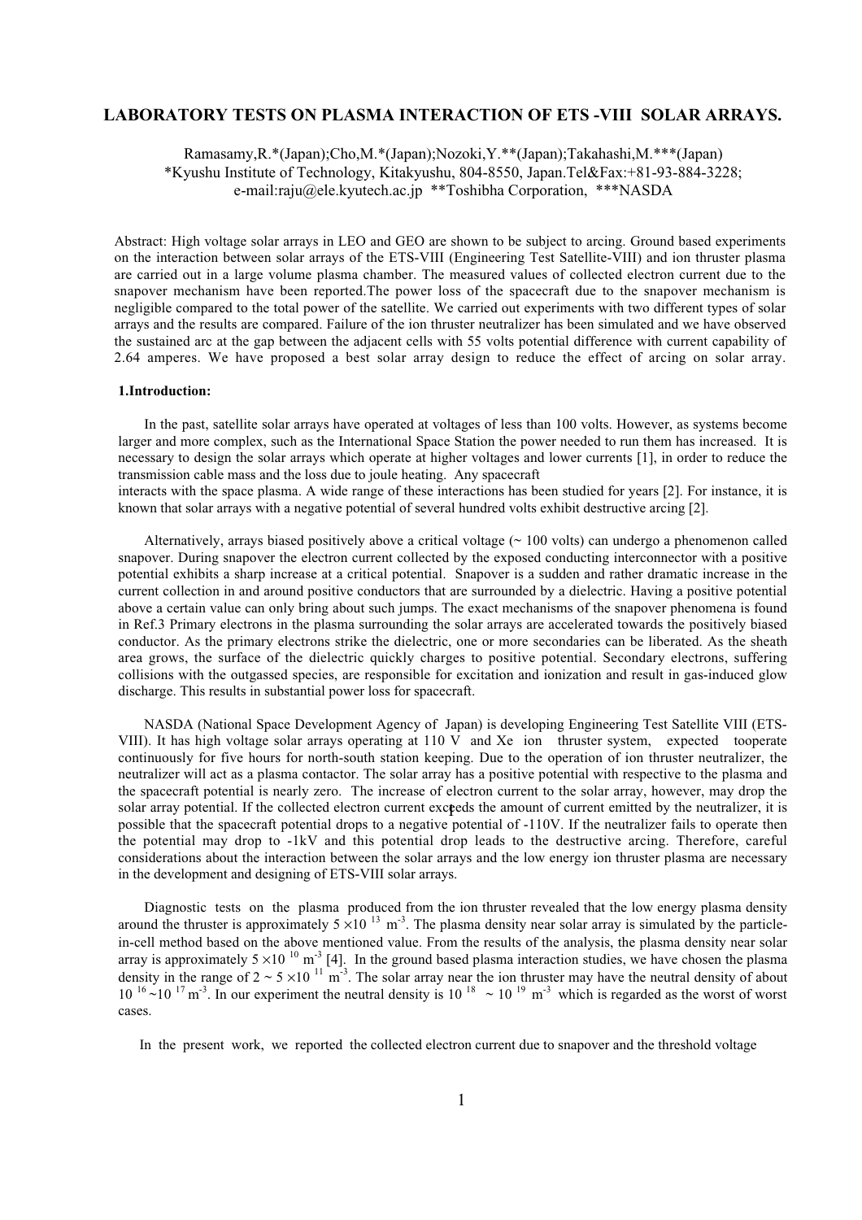# LABORATORY TESTS ON PLASMA INTERACTION OF ETS -VIII SOLAR ARRAYS.

Ramasamy,R.*(Japan);Cho,M.*(Japan);Nozoki,Y.**(Japan);Takahashi,M.***(Japan)
*Kyushu Institute of Technology, Kitakyushu, 804-8550, Japan.Tel&Fax:+81-93-884-3228;
e-mail:raju@ele.kyutech.ac.jp **Toshibha Corporation, ***NASDA

Abstract: High voltage solar arrays in LEO and GEO are shown to be subject to arcing. Ground based experiments on the interaction between solar arrays of the ETS-VIII (Engineering Test Satellite-VIII) and ion thruster plasma are carried out in a large volume plasma chamber. The measured values of collected electron current due to the snapover mechanism have been reported.The power loss of the spacecraft due to the snapover mechanism is negligible compared to the total power of the satellite. We carried out experiments with two different types of solar arrays and the results are compared. Failure of the ion thruster neutralizer has been simulated and we have observed the sustained arc at the gap between the adjacent cells with 55 volts potential difference with current capability of 2.64 amperes. We have proposed a best solar array design to reduce the effect of arcing on solar array.

## 1.Introduction:

In the past, satellite solar arrays have operated at voltages of less than 100 volts. However, as systems become larger and more complex, such as the International Space Station the power needed to run them has increased. It is necessary to design the solar arrays which operate at higher voltages and lower currents [1], in order to reduce the transmission cable mass and the loss due to joule heating. Any spacecraft interacts with the space plasma. A wide range of these interactions has been studied for years [2]. For instance, it is known that solar arrays with a negative potential of several hundred volts exhibit destructive arcing [2].

Alternatively, arrays biased positively above a critical voltage (~ 100 volts) can undergo a phenomenon called snapover. During snapover the electron current collected by the exposed conducting interconnector with a positive potential exhibits a sharp increase at a critical potential. Snapover is a sudden and rather dramatic increase in the current collection in and around positive conductors that are surrounded by a dielectric. Having a positive potential above a certain value can only bring about such jumps. The exact mechanisms of the snapover phenomena is found in Ref.3 Primary electrons in the plasma surrounding the solar arrays are accelerated towards the positively biased conductor. As the primary electrons strike the dielectric, one or more secondaries can be liberated. As the sheath area grows, the surface of the dielectric quickly charges to positive potential. Secondary electrons, suffering collisions with the outgassed species, are responsible for excitation and ionization and result in gas-induced glow discharge. This results in substantial power loss for spacecraft.

NASDA (National Space Development Agency of Japan) is developing Engineering Test Satellite VIII (ETS-VIII). It has high voltage solar arrays operating at 110 V and Xe ion thruster system, expected tooperate continuously for five hours for north-south station keeping. Due to the operation of ion thruster neutralizer, the neutralizer will act as a plasma contactor. The solar array has a positive potential with respective to the plasma and the spacecraft potential is nearly zero. The increase of electron current to the solar array, however, may drop the solar array potential. If the collected electron current exceeds the amount of current emitted by the neutralizer, it is possible that the spacecraft potential drops to a negative potential of -110V. If the neutralizer fails to operate then the potential may drop to -1kV and this potential drop leads to the destructive arcing. Therefore, careful considerations about the interaction between the solar arrays and the low energy ion thruster plasma are necessary in the development and designing of ETS-VIII solar arrays.

Diagnostic tests on the plasma produced from the ion thruster revealed that the low energy plasma density around the thruster is approximately $5 \times 10^{13}$ $m^{-3}$. The plasma density near solar array is simulated by the particle-in-cell method based on the above mentioned value. From the results of the analysis, the plasma density near solar array is approximately $5 \times 10^{10}$ $m^{-3}$ [4]. In the ground based plasma interaction studies, we have chosen the plasma density in the range of $2 \sim 5 \times 10^{11}$ $m^{-3}$. The solar array near the ion thruster may have the neutral density of about $10^{16} \sim 10^{17}$ $m^{-3}$. In our experiment the neutral density is $10^{18} \sim 10^{19}$ $m^{-3}$ which is regarded as the worst of worst cases.

In the present work, we reported the collected electron current due to snapover and the threshold voltage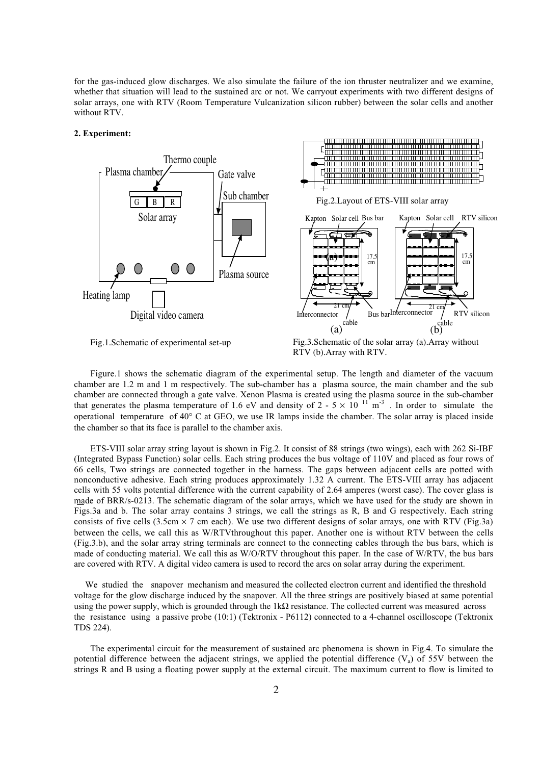for the gas-induced glow discharges. We also simulate the failure of the ion thruster neutralizer and we examine, whether that situation will lead to the sustained arc or not. We carryout experiments with two different designs of solar arrays, one with RTV (Room Temperature Vulcanization silicon rubber) between the solar cells and another without RTV.

**2. Experiment:**

Fig.1.Schematic of experimental set-up

Fig.2.Layout of ETS-VIII solar array

Fig.3.Schematic of the solar array (a).Array without RTV (b).Array with RTV.

Figure.1 shows the schematic diagram of the experimental setup. The length and diameter of the vacuum chamber are 1.2 m and 1 m respectively. The sub-chamber has a plasma source, the main chamber and the sub chamber are connected through a gate valve. Xenon Plasma is created using the plasma source in the sub-chamber that generates the plasma temperature of 1.6 eV and density of 2 - 5 $\times$ 10 $^{11}$ m$^{-3}$ . In order to simulate the operational temperature of 40° C at GEO, we use IR lamps inside the chamber. The solar array is placed inside the chamber so that its face is parallel to the chamber axis.

ETS-VIII solar array string layout is shown in Fig.2. It consist of 88 strings (two wings), each with 262 Si-IBF (Integrated Bypass Function) solar cells. Each string produces the bus voltage of 110V and placed as four rows of 66 cells, Two strings are connected together in the harness. The gaps between adjacent cells are potted with nonconductive adhesive. Each string produces approximately 1.32 A current. The ETS-VIII array has adjacent cells with 55 volts potential difference with the current capability of 2.64 amperes (worst case). The cover glass is made of BRR/s-0213. The schematic diagram of the solar arrays, which we have used for the study are shown in Figs.3a and b. The solar array contains 3 strings, we call the strings as R, B and G respectively. Each string consists of five cells (3.5cm $\times$ 7 cm each). We use two different designs of solar arrays, one with RTV (Fig.3a) between the cells, we call this as W/RTVthroughout this paper. Another one is without RTV between the cells (Fig.3.b), and the solar array string terminals are connect to the connecting cables through the bus bars, which is made of conducting material. We call this as W/O/RTV throughout this paper. In the case of W/RTV, the bus bars are covered with RTV. A digital video camera is used to record the arcs on solar array during the experiment.

We studied the snapover mechanism and measured the collected electron current and identified the threshold voltage for the glow discharge induced by the snapover. All the three strings are positively biased at same potential using the power supply, which is grounded through the 1kΩ resistance. The collected current was measured across the resistance using a passive probe (10:1) (Tektronix - P6112) connected to a 4-channel oscilloscope (Tektronix TDS 224).

The experimental circuit for the measurement of sustained arc phenomena is shown in Fig.4. To simulate the potential difference between the adjacent strings, we applied the potential difference ($V_a$) of 55V between the strings R and B using a floating power supply at the external circuit. The maximum current to flow is limited to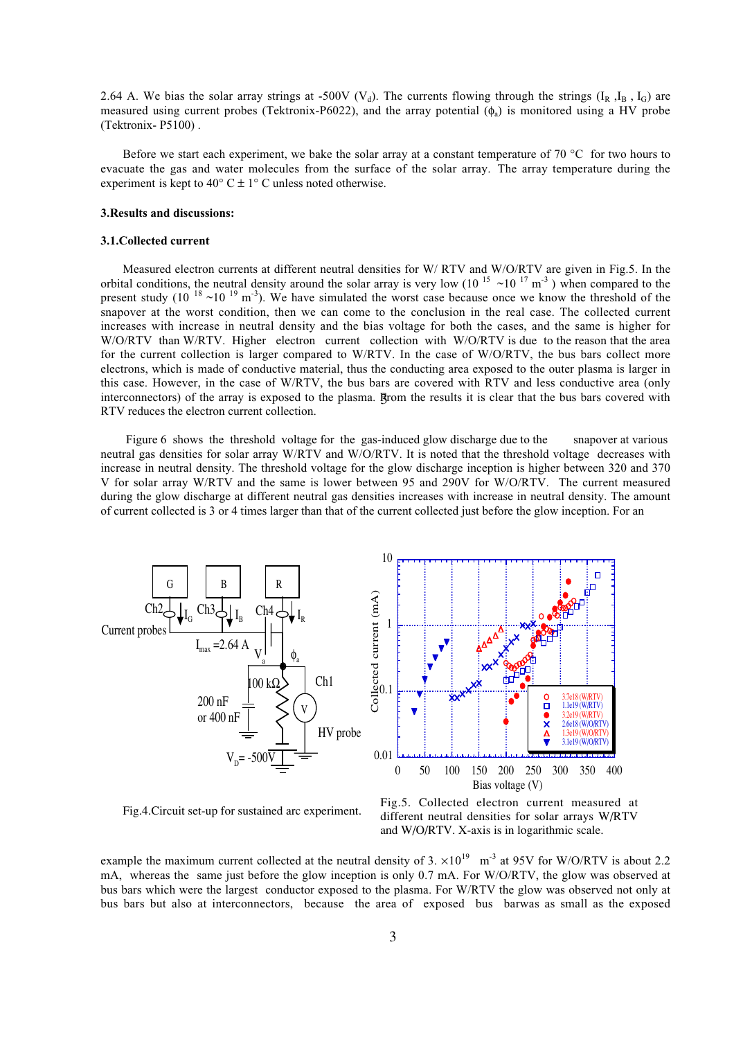2.64 A. We bias the solar array strings at -500V ($V_d$). The currents flowing through the strings ($I_R$ ,$I_B$ , $I_G$) are measured using current probes (Tektronix-P6022), and the array potential ($\phi_a$) is monitored using a HV probe (Tektronix- P5100) .

Before we start each experiment, we bake the solar array at a constant temperature of 70 °C for two hours to evacuate the gas and water molecules from the surface of the solar array. The array temperature during the experiment is kept to 40° C ± 1° C unless noted otherwise.

### 3.Results and discussions:

### 3.1.Collected current

Measured electron currents at different neutral densities for W/ RTV and W/O/RTV are given in Fig.5. In the orbital conditions, the neutral density around the solar array is very low ($10^{15}$ ~$10^{17}$ $m^{-3}$ ) when compared to the present study ($10^{18}$ ~$10^{19}$ $m^{-3}$). We have simulated the worst case because once we know the threshold of the snapover at the worst condition, then we can come to the conclusion in the real case. The collected current increases with increase in neutral density and the bias voltage for both the cases, and the same is higher for W/O/RTV than W/RTV. Higher electron current collection with W/O/RTV is due to the reason that the area for the current collection is larger compared to W/RTV. In the case of W/O/RTV, the bus bars collect more electrons, which is made of conductive material, thus the conducting area exposed to the outer plasma is larger in this case. However, in the case of W/RTV, the bus bars are covered with RTV and less conductive area (only interconnectors) of the array is exposed to the plasma. From the results it is clear that the bus bars covered with RTV reduces the electron current collection.

Figure 6 shows the threshold voltage for the gas-induced glow discharge due to the snapover at various neutral gas densities for solar array W/RTV and W/O/RTV. It is noted that the threshold voltage decreases with increase in neutral density. The threshold voltage for the glow discharge inception is higher between 320 and 370 V for solar array W/RTV and the same is lower between 95 and 290V for W/O/RTV. The current measured during the glow discharge at different neutral gas densities increases with increase in neutral density. The amount of current collected is 3 or 4 times larger than that of the current collected just before the glow inception. For an

Fig.4.Circuit set-up for sustained arc experiment.

Fig.5. Collected electron current measured at different neutral densities for solar arrays W/RTV and W/O/RTV. X-axis is in logarithmic scale.

example the maximum current collected at the neutral density of $3. \times10^{19}$ $m^{-3}$ at 95V for W/O/RTV is about 2.2 mA, whereas the same just before the glow inception is only 0.7 mA. For W/O/RTV, the glow was observed at bus bars which were the largest conductor exposed to the plasma. For W/RTV the glow was observed not only at bus bars but also at interconnectors, because the area of exposed bus barwas as small as the exposed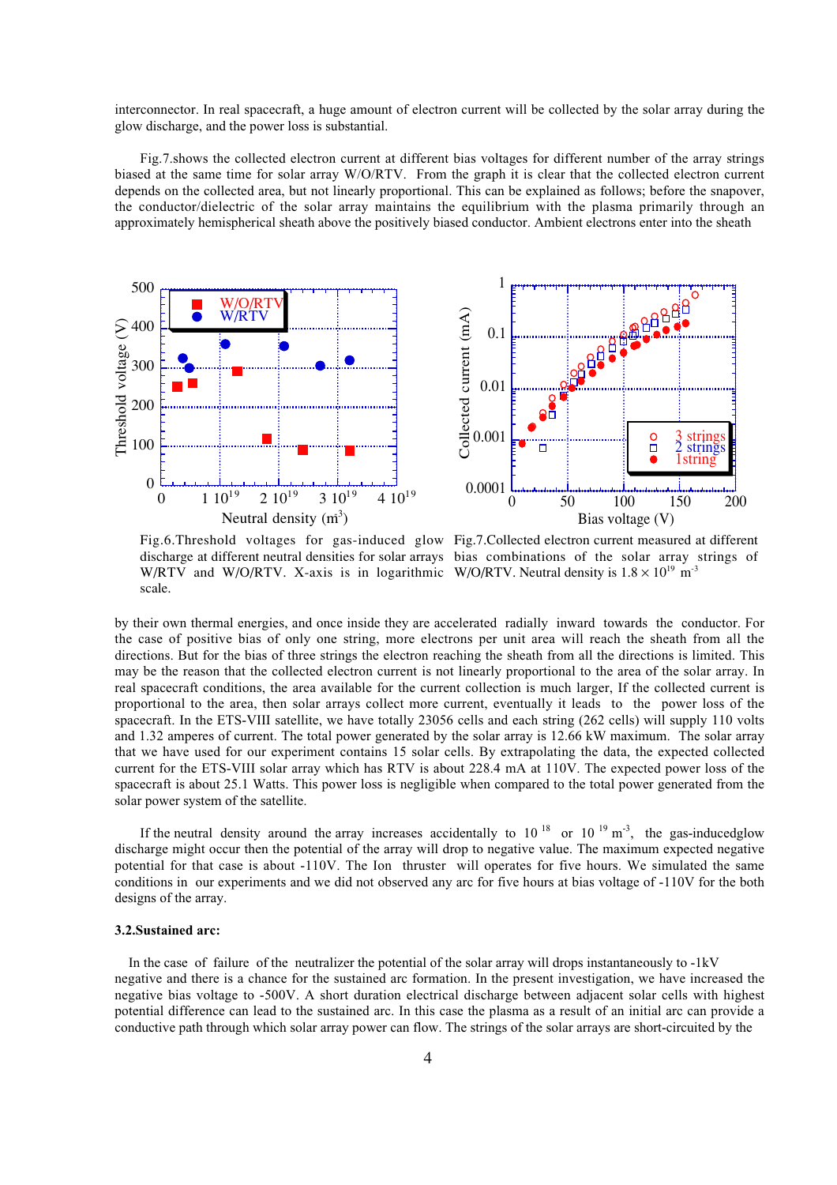interconnector. In real spacecraft, a huge amount of electron current will be collected by the solar array during the glow discharge, and the power loss is substantial.

Fig.7.shows the collected electron current at different bias voltages for different number of the array strings biased at the same time for solar array W/O/RTV. From the graph it is clear that the collected electron current depends on the collected area, but not linearly proportional. This can be explained as follows; before the snapover, the conductor/dielectric of the solar array maintains the equilibrium with the plasma primarily through an approximately hemispherical sheath above the positively biased conductor. Ambient electrons enter into the sheath by their own thermal energies, and once inside they are accelerated radially inward towards the conductor. For the case of positive bias of only one string, more electrons per unit area will reach the sheath from all the directions. But for the bias of three strings the electron reaching the sheath from all the directions is limited. This may be the reason that the collected electron current is not linearly proportional to the area of the solar array. In real spacecraft conditions, the area available for the current collection is much larger, If the collected current is proportional to the area, then solar arrays collect more current, eventually it leads to the power loss of the spacecraft. In the ETS-VIII satellite, we have totally 23056 cells and each string (262 cells) will supply 110 volts and 1.32 amperes of current. The total power generated by the solar array is 12.66 kW maximum. The solar array that we have used for our experiment contains 15 solar cells. By extrapolating the data, the expected collected current for the ETS-VIII solar array which has RTV is about 228.4 mA at 110V. The expected power loss of the spacecraft is about 25.1 Watts. This power loss is negligible when compared to the total power generated from the solar power system of the satellite.

Fig.6.Threshold voltages for gas-induced glow discharge at different neutral densities for solar arrays W/RTV and W/O/RTV. X-axis is in logarithmic scale.

Fig.7.Collected electron current measured at different bias combinations of the solar array strings of W/O/RTV. Neutral density is $1.8 \times 10^{19}$ $m^{-3}$

If the neutral density around the array increases accidentally to $10^{18}$ or $10^{19}$ $m^{-3}$, the gas-inducedglow discharge might occur then the potential of the array will drop to negative value. The maximum expected negative potential for that case is about -110V. The Ion thruster will operates for five hours. We simulated the same conditions in our experiments and we did not observed any arc for five hours at bias voltage of -110V for the both designs of the array.

### 3.2.Sustained arc:

In the case of failure of the neutralizer the potential of the solar array will drops instantaneously to -1kV negative and there is a chance for the sustained arc formation. In the present investigation, we have increased the negative bias voltage to -500V. A short duration electrical discharge between adjacent solar cells with highest potential difference can lead to the sustained arc. In this case the plasma as a result of an initial arc can provide a conductive path through which solar array power can flow. The strings of the solar arrays are short-circuited by the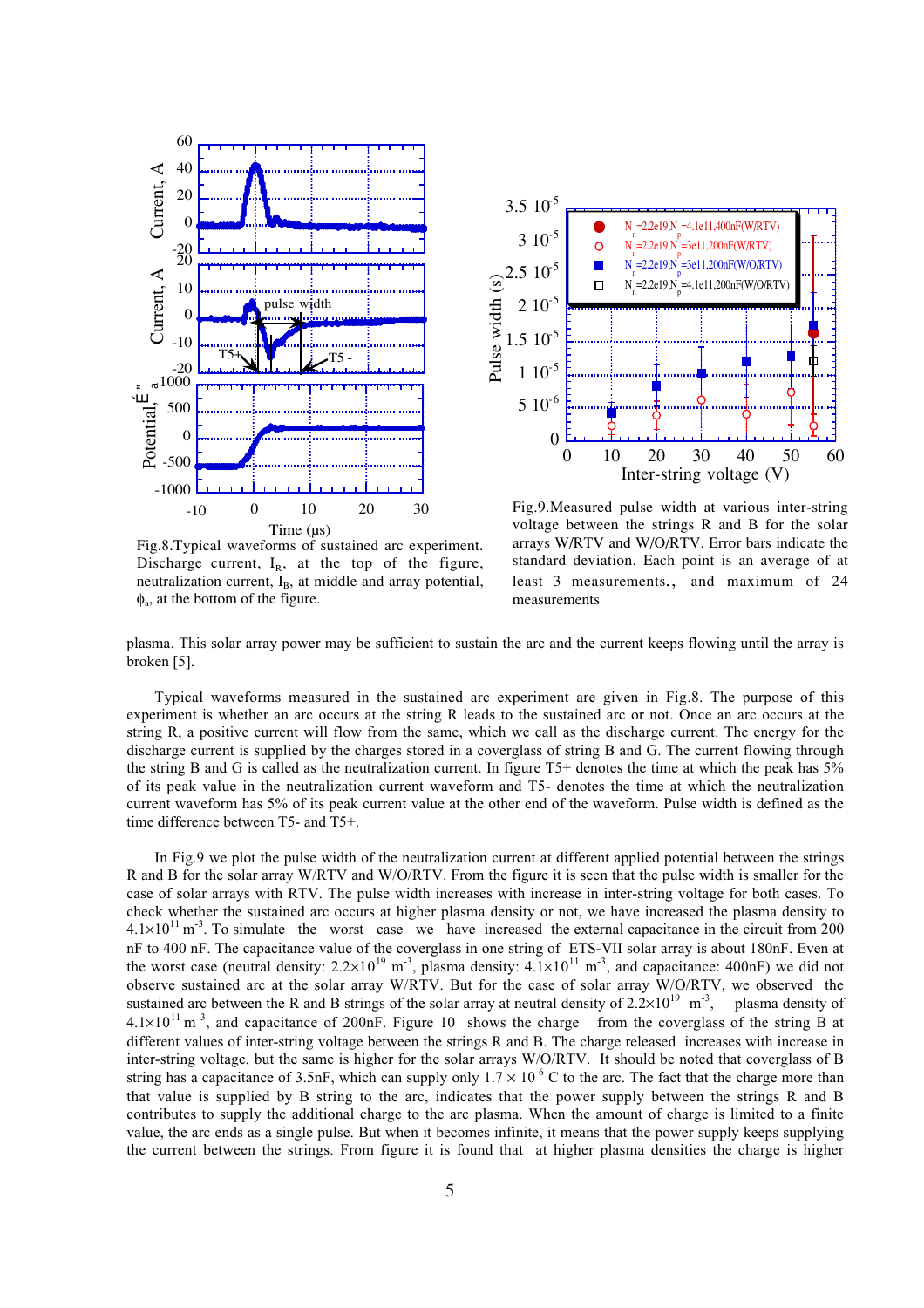Fig.8.Typical waveforms of sustained arc experiment. Discharge current, $I_R$, at the top of the figure, neutralization current, $I_B$, at middle and array potential, $\phi_a$, at the bottom of the figure.

Fig.9.Measured pulse width at various inter-string voltage between the strings R and B for the solar arrays W/RTV and W/O/RTV. Error bars indicate the standard deviation. Each point is an average of at least 3 measurements., and maximum of 24 measurements

plasma. This solar array power may be sufficient to sustain the arc and the current keeps flowing until the array is broken [5].

Typical waveforms measured in the sustained arc experiment are given in Fig.8. The purpose of this experiment is whether an arc occurs at the string R leads to the sustained arc or not. Once an arc occurs at the string R, a positive current will flow from the same, which we call as the discharge current. The energy for the discharge current is supplied by the charges stored in a coverglass of string B and G. The current flowing through the string B and G is called as the neutralization current. In figure T5+ denotes the time at which the peak has 5% of its peak value in the neutralization current waveform and T5- denotes the time at which the neutralization current waveform has 5% of its peak current value at the other end of the waveform. Pulse width is defined as the time difference between T5- and T5+.

In Fig.9 we plot the pulse width of the neutralization current at different applied potential between the strings R and B for the solar array W/RTV and W/O/RTV. From the figure it is seen that the pulse width is smaller for the case of solar arrays with RTV. The pulse width increases with increase in inter-string voltage for both cases. To check whether the sustained arc occurs at higher plasma density or not, we have increased the plasma density to $4.1\times10^{11}$ m$^{-3}$. To simulate the worst case we have increased the external capacitance in the circuit from 200 nF to 400 nF. The capacitance value of the coverglass in one string of ETS-VII solar array is about 180nF. Even at the worst case (neutral density: $2.2\times10^{19}$ m$^{-3}$, plasma density: $4.1\times10^{11}$ m$^{-3}$, and capacitance: 400nF) we did not observe sustained arc in the solar array W/RTV. But for the case of solar array W/O/RTV, we observed the sustained arc between the R and B strings of the solar array at neutral density of $2.2\times10^{19}$ m$^{-3}$, plasma density of $4.1\times10^{11}$ m$^{-3}$, and capacitance of 200nF. Figure 10 shows the charge from the coverglass of the string B at different values of inter-string voltage between the strings R and B. The charge released increases with increase in inter-string voltage, but the same is higher for the solar arrays W/O/RTV. It should be noted that coverglass of B string has a capacitance of 3.5nF, which can supply only $1.7\times10^{-6}$ C to the arc. The fact that the charge more than that value is supplied by B string to the arc, indicates that the power supply between the strings R and B contributes to supply the additional charge to the arc plasma. When the amount of charge is limited to a finite value, the arc ends as a single pulse. But when it becomes infinite, it means that the power supply keeps supplying the current between the strings. From figure it is found that at higher plasma densities the charge is higher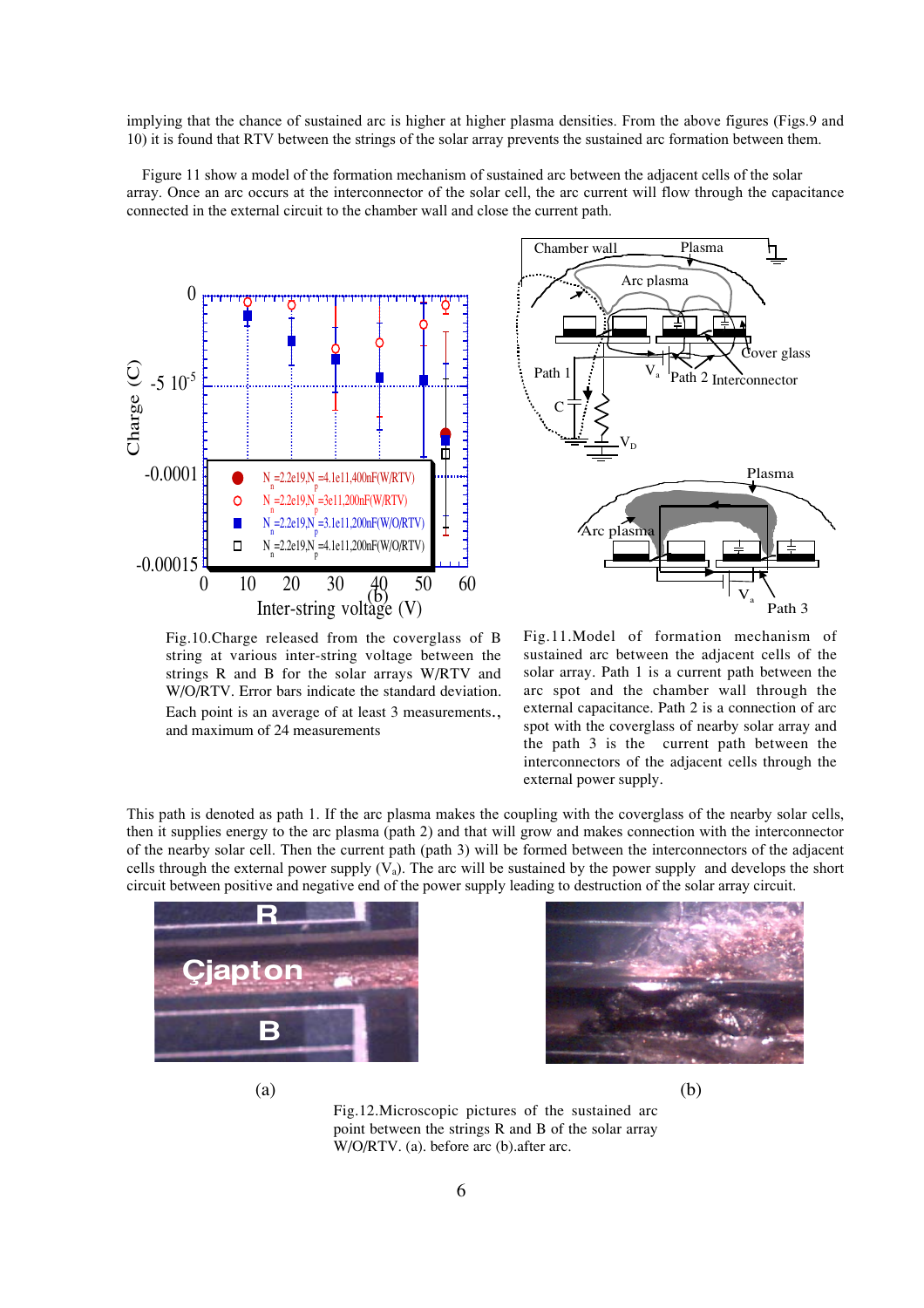implying that the chance of sustained arc is higher at higher plasma densities. From the above figures (Figs.9 and 10) it is found that RTV between the strings of the solar array prevents the sustained arc formation between them.

Figure 11 show a model of the formation mechanism of sustained arc between the adjacent cells of the solar array. Once an arc occurs at the interconnector of the solar cell, the arc current will flow through the capacitance connected in the external circuit to the chamber wall and close the current path.

Fig.10.Charge released from the coverglass of B string at various inter-string voltage between the strings R and B for the solar arrays W/RTV and W/O/RTV. Error bars indicate the standard deviation. Each point is an average of at least 3 measurements., and maximum of 24 measurements

Fig.11.Model of formation mechanism of sustained arc between the adjacent cells of the solar array. Path 1 is a current path between the arc spot and the chamber wall through the external capacitance. Path 2 is a connection of arc spot with the coverglass of nearby solar array and the path 3 is the current path between the interconnectors of the adjacent cells through the external power supply.

This path is denoted as path 1. If the arc plasma makes the coupling with the coverglass of the nearby solar cells, then it supplies energy to the arc plasma (path 2) and that will grow and makes connection with the interconnector of the nearby solar cell. Then the current path (path 3) will be formed between the interconnectors of the adjacent cells through the external power supply ($V_a$). The arc will be sustained by the power supply and develops the short circuit between positive and negative end of the power supply leading to destruction of the solar array circuit.

(a) (b)

Fig.12.Microscopic pictures of the sustained arc point between the strings R and B of the solar array W/O/RTV. (a). before arc (b).after arc.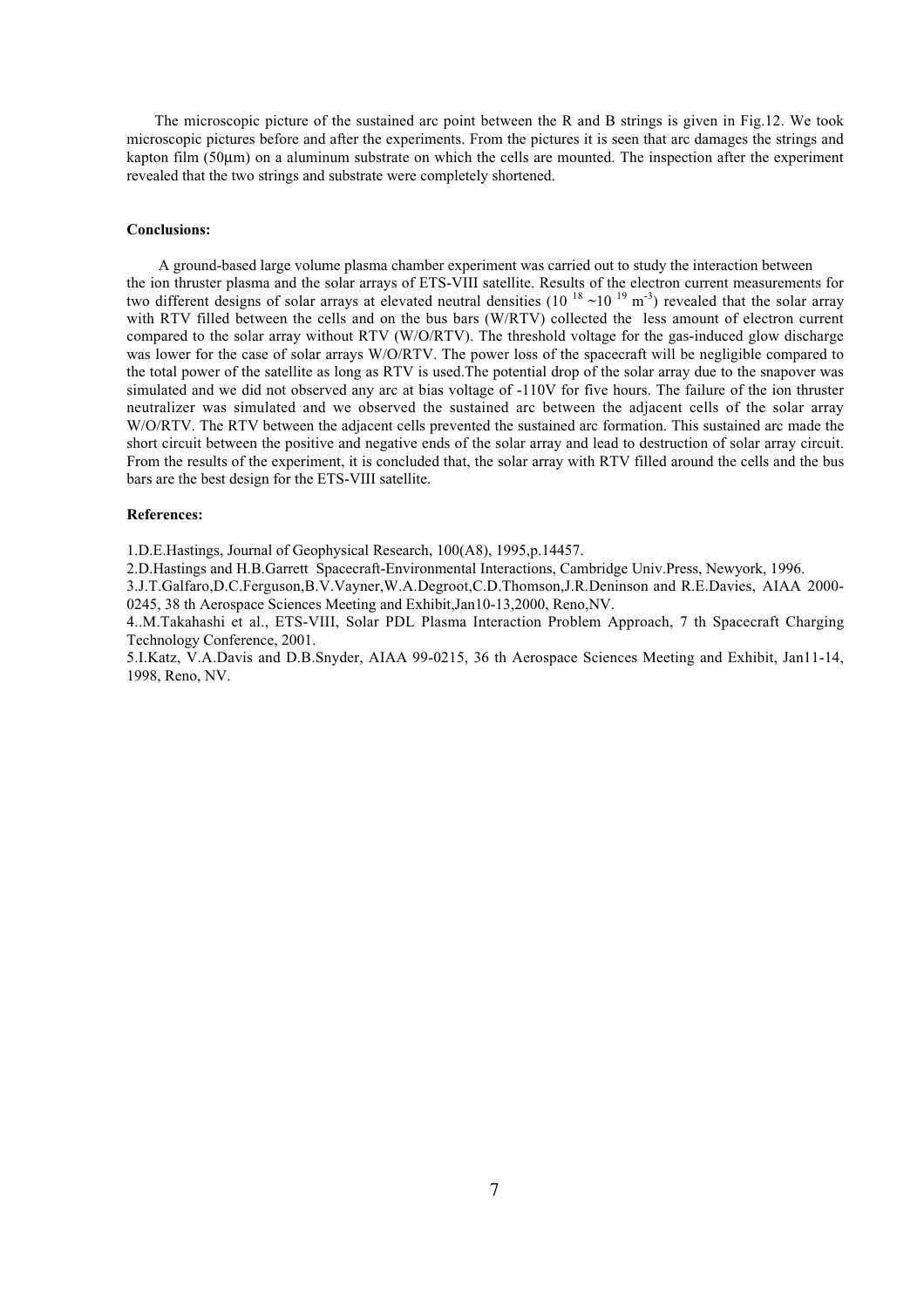The microscopic picture of the sustained arc point between the R and B strings is given in Fig.12. We took microscopic pictures before and after the experiments. From the pictures it is seen that arc damages the strings and kapton film (50µm) on a aluminum substrate on which the cells are mounted. The inspection after the experiment revealed that the two strings and substrate were completely shortened.

**Conclusions:**

A ground-based large volume plasma chamber experiment was carried out to study the interaction between the ion thruster plasma and the solar arrays of ETS-VIII satellite. Results of the electron current measurements for two different designs of solar arrays at elevated neutral densities ($10^{18} \sim 10^{19}$ m$^{-3}$) revealed that the solar array with RTV filled between the cells and on the bus bars (W/RTV) collected the less amount of electron current compared to the solar array without RTV (W/O/RTV). The threshold voltage for the gas-induced glow discharge was lower for the case of solar arrays W/O/RTV. The power loss of the spacecraft will be negligible compared to the total power of the satellite as long as RTV is used.The potential drop of the solar array due to the snapover was simulated and we did not observed any arc at bias voltage of -110V for five hours. The failure of the ion thruster neutralizer was simulated and we observed the sustained arc between the adjacent cells of the solar array W/O/RTV. The RTV between the adjacent cells prevented the sustained arc formation. This sustained arc made the short circuit between the positive and negative ends of the solar array and lead to destruction of solar array circuit. From the results of the experiment, it is concluded that, the solar array with RTV filled around the cells and the bus bars are the best design for the ETS-VIII satellite.

**References:**

1.D.E.Hastings, Journal of Geophysical Research, 100(A8), 1995,p.14457.

2.D.Hastings and H.B.Garrett Spacecraft-Environmental Interactions, Cambridge Univ.Press, Newyork, 1996.

3.J.T.Galfaro,D.C.Ferguson,B.V.Vayner,W.A.Degroot,C.D.Thomson,J.R.Deninson and R.E.Davies, AIAA 2000-0245, 38 th Aerospace Sciences Meeting and Exhibit,Jan10-13,2000, Reno,NV.

4..M.Takahashi et al., ETS-VIII, Solar PDL Plasma Interaction Problem Approach, 7 th Spacecraft Charging Technology Conference, 2001.

5.I.Katz, V.A.Davis and D.B.Snyder, AIAA 99-0215, 36 th Aerospace Sciences Meeting and Exhibit, Jan11-14, 1998, Reno, NV.